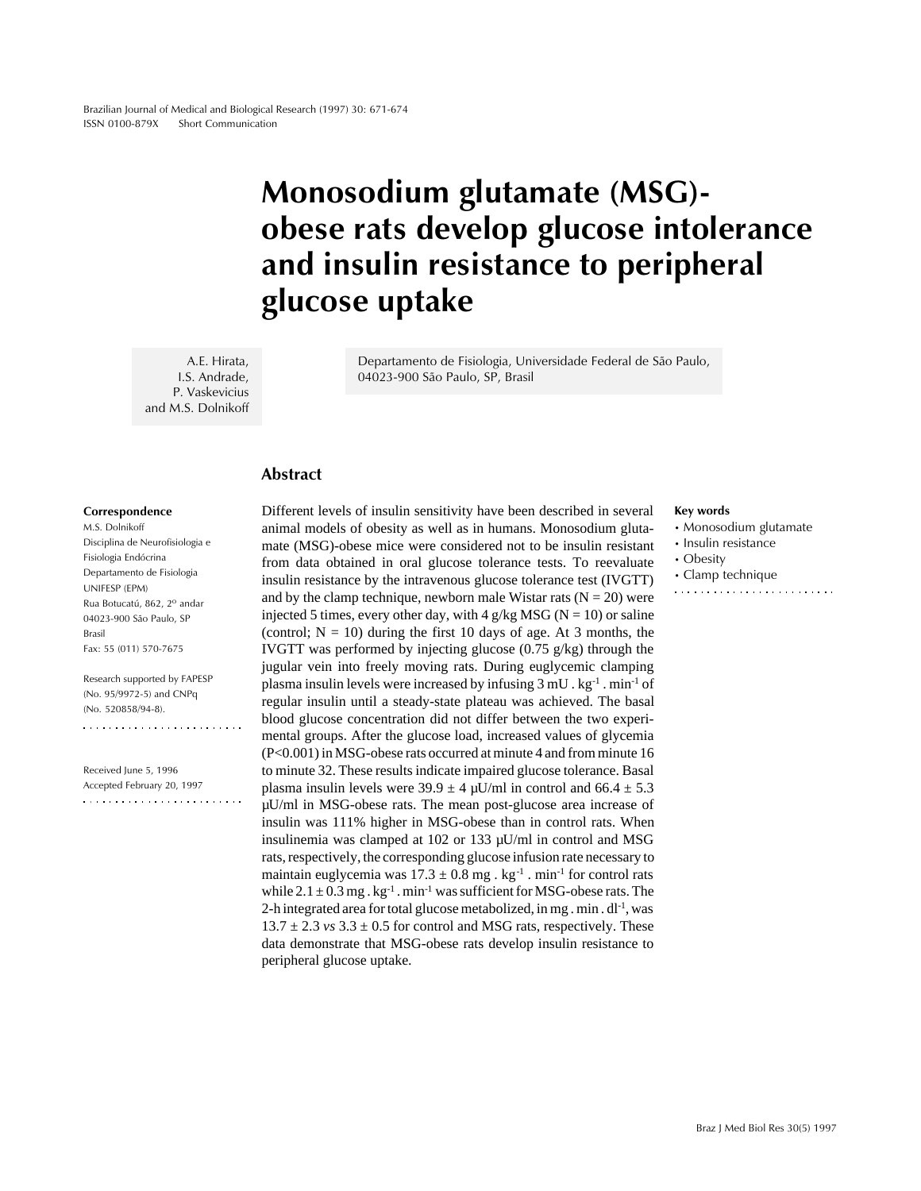Short Communication

# Monosodium glutamate (MSG)-obese rats develop glucose intolerance and insulin resistance to peripheral glucose uptake

A.E. Hirata, I.S. Andrade, P. Vaskevicius and M.S. Dolnikoff

Departamento de Fisiologia, Universidade Federal de São Paulo, 04023-900 São Paulo, SP, Brasil

## Abstract

Different levels of insulin sensitivity have been described in several animal models of obesity as well as in humans. Monosodium glutamate (MSG)-obese mice were considered not to be insulin resistant from data obtained in oral glucose tolerance tests. To reevaluate insulin resistance by the intravenous glucose tolerance test (IVGTT) and by the clamp technique, newborn male Wistar rats (N = 20) were injected 5 times, every other day, with 4 g/kg MSG (N = 10) or saline (control; N = 10) during the first 10 days of age. At 3 months, the IVGTT was performed by injecting glucose (0.75 g/kg) through the jugular vein into freely moving rats. During euglycemic clamping plasma insulin levels were increased by infusing 3 mU . $kg^{-1}$ . $min^{-1}$ of regular insulin until a steady-state plateau was achieved. The basal blood glucose concentration did not differ between the two experimental groups. After the glucose load, increased values of glycemia ($P<0.001$) in MSG-obese rats occurred at minute 4 and from minute 16 to minute 32. These results indicate impaired glucose tolerance. Basal plasma insulin levels were 39.9 ± 4 µU/ml in control and 66.4 ± 5.3 µU/ml in MSG-obese rats. The mean post-glucose area increase of insulin was 111% higher in MSG-obese than in control rats. When insulinemia was clamped at 102 or 133 µU/ml in control and MSG rats, respectively, the corresponding glucose infusion rate necessary to maintain euglycemia was 17.3 ± 0.8 mg . $kg^{-1}$ . $min^{-1}$ for control rats while 2.1 ± 0.3 mg . $kg^{-1}$ . $min^{-1}$ was sufficient for MSG-obese rats. The 2-h integrated area for total glucose metabolized, in mg . min . $dl^{-1}$, was 13.7 ± 2.3 *vs* 3.3 ± 0.5 for control and MSG rats, respectively. These data demonstrate that MSG-obese rats develop insulin resistance to peripheral glucose uptake.

**Key words**
- Monosodium glutamate
- Insulin resistance
- Obesity
- Clamp technique

**Correspondence**
M.S. Dolnikoff
Disciplina de Neurofisiologia e Fisiologia Endócrina
Departamento de Fisiologia
UNIFESP (EPM)
Rua Botucatú, 862, 2º andar
04023-900 São Paulo, SP
Brasil
Fax: 55 (011) 570-7675

Research supported by FAPESP (No. 95/9972-5) and CNPq (No. 520858/94-8).

Received June 5, 1996
Accepted February 20, 1997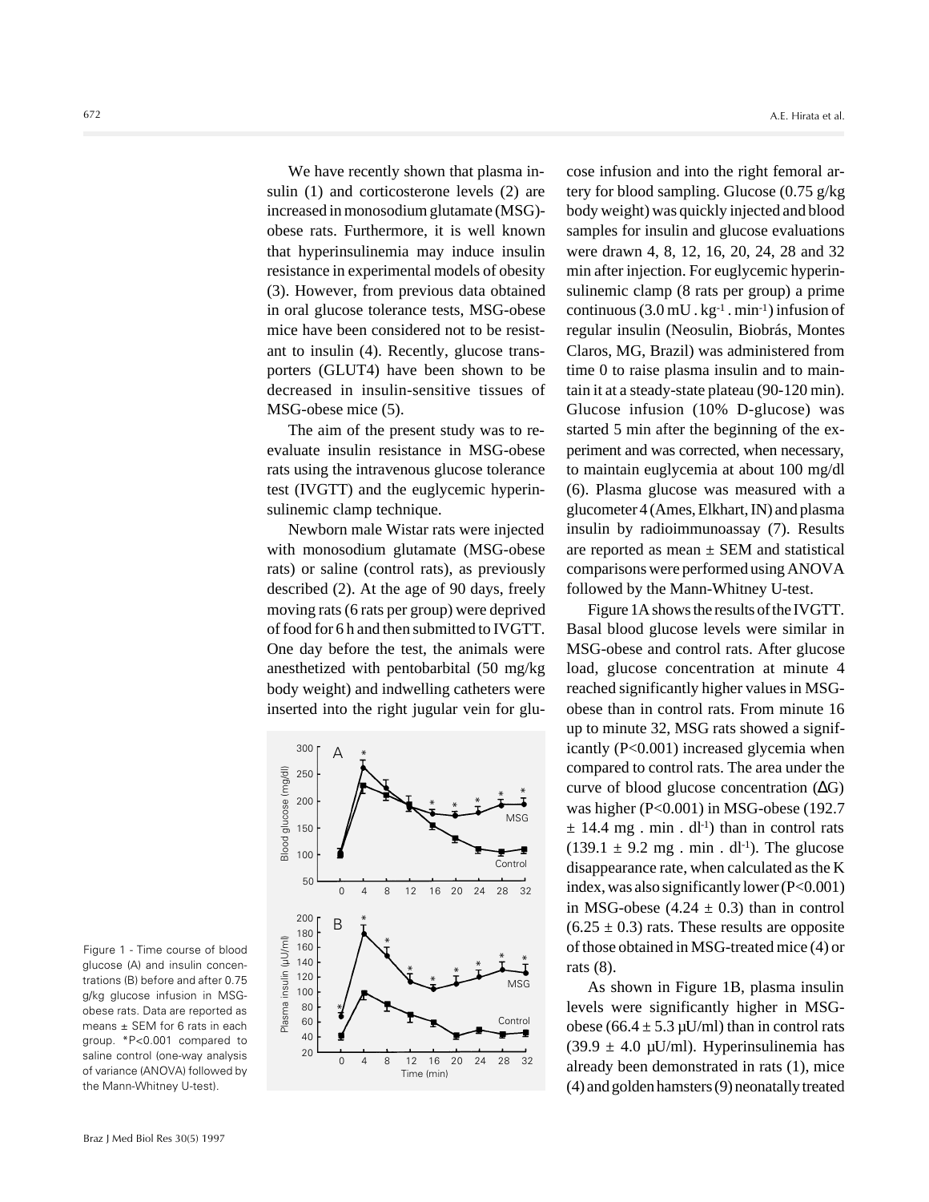We have recently shown that plasma insulin (1) and corticosterone levels (2) are increased in monosodium glutamate (MSG)-obese rats. Furthermore, it is well known that hyperinsulinemia may induce insulin resistance in experimental models of obesity (3). However, from previous data obtained in oral glucose tolerance tests, MSG-obese mice have been considered not to be resistant to insulin (4). Recently, glucose transporters (GLUT4) have been shown to be decreased in insulin-sensitive tissues of MSG-obese mice (5).

The aim of the present study was to reevaluate insulin resistance in MSG-obese rats using the intravenous glucose tolerance test (IVGTT) and the euglycemic hyperinsulinemic clamp technique.

Newborn male Wistar rats were injected with monosodium glutamate (MSG-obese rats) or saline (control rats), as previously described (2). At the age of 90 days, freely moving rats (6 rats per group) were deprived of food for 6 h and then submitted to IVGTT. One day before the test, the animals were anesthetized with pentobarbital (50 mg/kg body weight) and indwelling catheters were inserted into the right jugular vein for glucose infusion and into the right femoral artery for blood sampling. Glucose (0.75 g/kg body weight) was quickly injected and blood samples for insulin and glucose evaluations were drawn 4, 8, 12, 16, 20, 24, 28 and 32 min after injection. For euglycemic hyperinsulinemic clamp (8 rats per group) a prime continuous ($3.0\ mU \cdot kg^{-1} \cdot min^{-1}$) infusion of regular insulin (Neosulin, Biobrás, Montes Claros, MG, Brazil) was administered from time 0 to raise plasma insulin and to maintain it at a steady-state plateau (90-120 min). Glucose infusion (10% D-glucose) was started 5 min after the beginning of the experiment and was corrected, when necessary, to maintain euglycemia at about 100 mg/dl (6). Plasma glucose was measured with a glucometer 4 (Ames, Elkhart, IN) and plasma insulin by radioimmunoassay (7). Results are reported as mean ± SEM and statistical comparisons were performed using ANOVA followed by the Mann-Whitney U-test.

Figure 1 - Time course of blood glucose (A) and insulin concentrations (B) before and after 0.75 g/kg glucose infusion in MSG-obese rats. Data are reported as means ± SEM for 6 rats in each group. *P<0.001 compared to saline control (one-way analysis of variance (ANOVA) followed by the Mann-Whitney U-test).

Figure 1A shows the results of the IVGTT. Basal blood glucose levels were similar in MSG-obese and control rats. After glucose load, glucose concentration at minute 4 reached significantly higher values in MSG-obese than in control rats. From minute 16 up to minute 32, MSG rats showed a significantly ($P<0.001$) increased glycemia when compared to control rats. The area under the curve of blood glucose concentration ($\Delta G$) was higher ($P<0.001$) in MSG-obese (192.7 ± 14.4 $mg \cdot min \cdot dl^{-1}$) than in control rats (139.1 ± 9.2 $mg \cdot min \cdot dl^{-1}$). The glucose disappearance rate, when calculated as the K index, was also significantly lower ($P<0.001$) in MSG-obese (4.24 ± 0.3) than in control (6.25 ± 0.3) rats. These results are opposite of those obtained in MSG-treated mice (4) or rats (8).

As shown in Figure 1B, plasma insulin levels were significantly higher in MSG-obese (66.4 ± 5.3 µU/ml) than in control rats (39.9 ± 4.0 µU/ml). Hyperinsulinemia has already been demonstrated in rats (1), mice (4) and golden hamsters (9) neonatally treated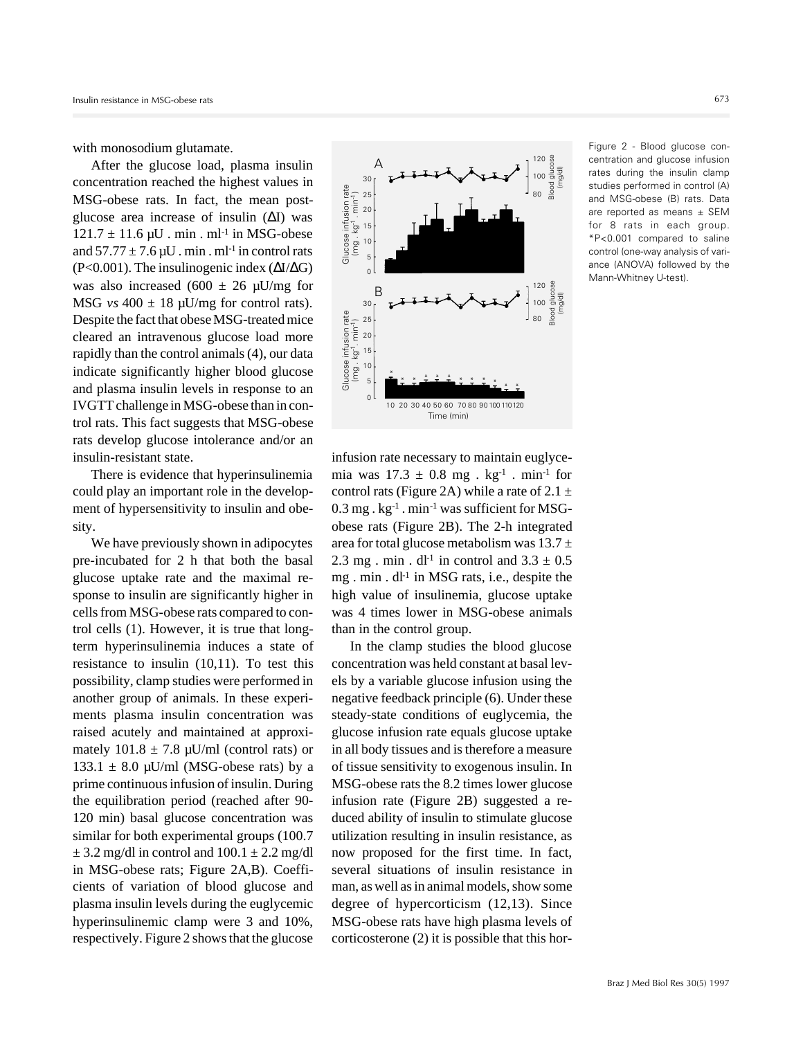with monosodium glutamate.

After the glucose load, plasma insulin concentration reached the highest values in MSG-obese rats. In fact, the mean post-glucose area increase of insulin (ΔI) was $121.7 \pm 11.6$ µU . min . ml$^{-1}$ in MSG-obese and $57.77 \pm 7.6$ µU . min . ml$^{-1}$ in control rats ($P<0.001$). The insulinogenic index (ΔI/ΔG) was also increased ($600 \pm 26$ µU/mg for MSG *vs* $400 \pm 18$ µU/mg for control rats). Despite the fact that obese MSG-treated mice cleared an intravenous glucose load more rapidly than the control animals (4), our data indicate significantly higher blood glucose and plasma insulin levels in response to an IVGTT challenge in MSG-obese than in control rats. This fact suggests that MSG-obese rats develop glucose intolerance and/or an insulin-resistant state.

There is evidence that hyperinsulinemia could play an important role in the development of hypersensitivity to insulin and obesity.

We have previously shown in adipocytes pre-incubated for 2 h that both the basal glucose uptake rate and the maximal response to insulin are significantly higher in cells from MSG-obese rats compared to control cells (1). However, it is true that long-term hyperinsulinemia induces a state of resistance to insulin (10,11). To test this possibility, clamp studies were performed in another group of animals. In these experiments plasma insulin concentration was raised acutely and maintained at approximately $101.8 \pm 7.8$ µU/ml (control rats) or $133.1 \pm 8.0$ µU/ml (MSG-obese rats) by a prime continuous infusion of insulin. During the equilibration period (reached after 90-120 min) basal glucose concentration was similar for both experimental groups ($100.7 \pm 3.2$ mg/dl in control and $100.1 \pm 2.2$ mg/dl in MSG-obese rats; Figure 2A,B). Coefficients of variation of blood glucose and plasma insulin levels during the euglycemic hyperinsulinemic clamp were 3 and 10%, respectively. Figure 2 shows that the glucose infusion rate necessary to maintain euglycemia was $17.3 \pm 0.8$ mg . kg$^{-1}$ . min$^{-1}$ for control rats (Figure 2A) while a rate of $2.1 \pm 0.3$ mg . kg$^{-1}$ . min$^{-1}$ was sufficient for MSG-obese rats (Figure 2B). The 2-h integrated area for total glucose metabolism was $13.7 \pm 2.3$ mg . min . dl$^{-1}$ in control and $3.3 \pm 0.5$ mg . min . dl$^{-1}$ in MSG rats, i.e., despite the high value of insulinemia, glucose uptake was 4 times lower in MSG-obese animals than in the control group.

Figure 2 - Blood glucose concentration and glucose infusion rates during the insulin clamp studies performed in control (A) and MSG-obese (B) rats. Data are reported as means ± SEM for 8 rats in each group. *P<0.001 compared to saline control (one-way analysis of variance (ANOVA) followed by the Mann-Whitney U-test).

In the clamp studies the blood glucose concentration was held constant at basal levels by a variable glucose infusion using the negative feedback principle (6). Under these steady-state conditions of euglycemia, the glucose infusion rate equals glucose uptake in all body tissues and is therefore a measure of tissue sensitivity to exogenous insulin. In MSG-obese rats the 8.2 times lower glucose infusion rate (Figure 2B) suggested a reduced ability of insulin to stimulate glucose utilization resulting in insulin resistance, as now proposed for the first time. In fact, several situations of insulin resistance in man, as well as in animal models, show some degree of hypercorticism (12,13). Since MSG-obese rats have high plasma levels of corticosterone (2) it is possible that this hor-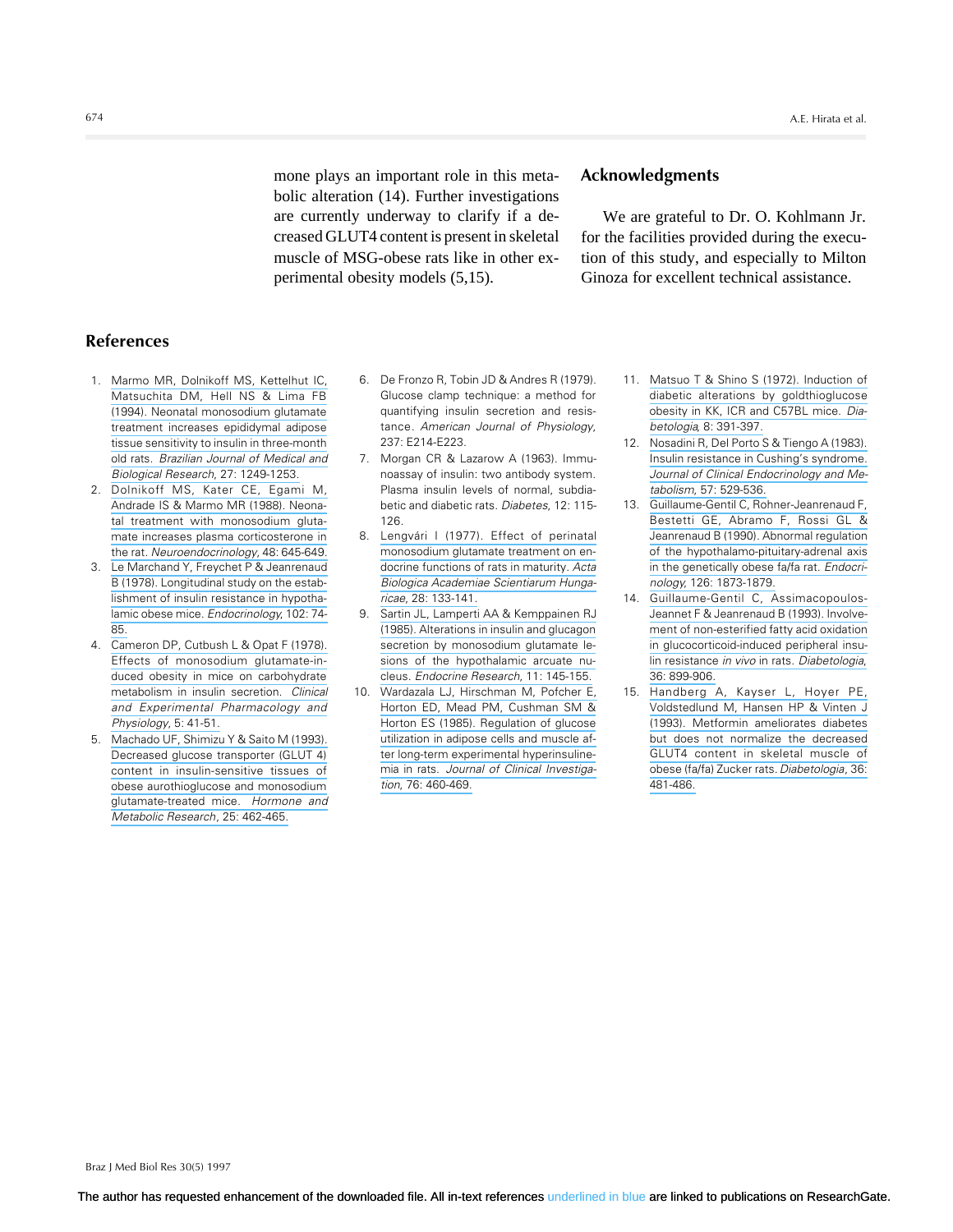mone plays an important role in this metabolic alteration (14). Further investigations are currently underway to clarify if a decreased GLUT4 content is present in skeletal muscle of MSG-obese rats like in other experimental obesity models (5,15).

## Acknowledgments

We are grateful to Dr. O. Kohlmann Jr. for the facilities provided during the execution of this study, and especially to Milton Ginoza for excellent technical assistance.

## References

1. Marmo MR, Dolnikoff MS, Kettelhut IC, Matsuchita DM, Hell NS & Lima FB (1994). Neonatal monosodium glutamate treatment increases epididymal adipose tissue sensitivity to insulin in three-month old rats. *Brazilian Journal of Medical and Biological Research*, 27: 1249-1253.
2. Dolnikoff MS, Kater CE, Egami M, Andrade IS & Marmo MR (1988). Neonatal treatment with monosodium glutamate increases plasma corticosterone in the rat. *Neuroendocrinology*, 48: 645-649.
3. Le Marchand Y, Freychet P & Jeanrenaud B (1978). Longitudinal study on the establishment of insulin resistance in hypothalamic obese mice. *Endocrinology*, 102: 74-85.
4. Cameron DP, Cutbush L & Opat F (1978). Effects of monosodium glutamate-induced obesity in mice on carbohydrate metabolism in insulin secretion. *Clinical and Experimental Pharmacology and Physiology*, 5: 41-51.
5. Machado UF, Shimizu Y & Saito M (1993). Decreased glucose transporter (GLUT 4) content in insulin-sensitive tissues of obese aurothioglucose and monosodium glutamate-treated mice. *Hormone and Metabolic Research*, 25: 462-465.
6. De Fronzo R, Tobin JD & Andres R (1979). Glucose clamp technique: a method for quantifying insulin secretion and resistance. *American Journal of Physiology*, 237: E214-E223.
7. Morgan CR & Lazarow A (1963). Immunoassay of insulin: two antibody system. Plasma insulin levels of normal, subdiabetic and diabetic rats. *Diabetes*, 12: 115-126.
8. Lengvári I (1977). Effect of perinatal monosodium glutamate treatment on endocrine functions of rats in maturity. *Acta Biologica Academiae Scientiarum Hungaricae*, 28: 133-141.
9. Sartin JL, Lamperti AA & Kemppainen RJ (1985). Alterations in insulin and glucagon secretion by monosodium glutamate lesions of the hypothalamic arcuate nucleus. *Endocrine Research*, 11: 145-155.
10. Wardazala LJ, Hirschman M, Pofcher E, Horton ED, Mead PM, Cushman SM & Horton ES (1985). Regulation of glucose utilization in adipose cells and muscle after long-term experimental hyperinsulinemia in rats. *Journal of Clinical Investigation*, 76: 460-469.
11. Matsuo T & Shino S (1972). Induction of diabetic alterations by goldthioglucose obesity in KK, ICR and C57BL mice. *Diabetologia*, 8: 391-397.
12. Nosadini R, Del Porto S & Tiengo A (1983). Insulin resistance in Cushing's syndrome. *Journal of Clinical Endocrinology and Metabolism*, 57: 529-536.
13. Guillaume-Gentil C, Rohner-Jeanrenaud F, Bestetti GE, Abramo F, Rossi GL & Jeanrenaud B (1990). Abnormal regulation of the hypothalamo-pituitary-adrenal axis in the genetically obese fa/fa rat. *Endocrinology*, 126: 1873-1879.
14. Guillaume-Gentil C, Assimacopoulos-Jeannet F & Jeanrenaud B (1993). Involvement of non-esterified fatty acid oxidation in glucocorticoid-induced peripheral insulin resistance *in vivo* in rats. *Diabetologia*, 36: 899-906.
15. Handberg A, Kayser L, Hoyer PE, Voldstedlund M, Hansen HP & Vinten J (1993). Metformin ameliorates diabetes but does not normalize the decreased GLUT4 content in skeletal muscle of obese (fa/fa) Zucker rats. *Diabetologia*, 36: 481-486.